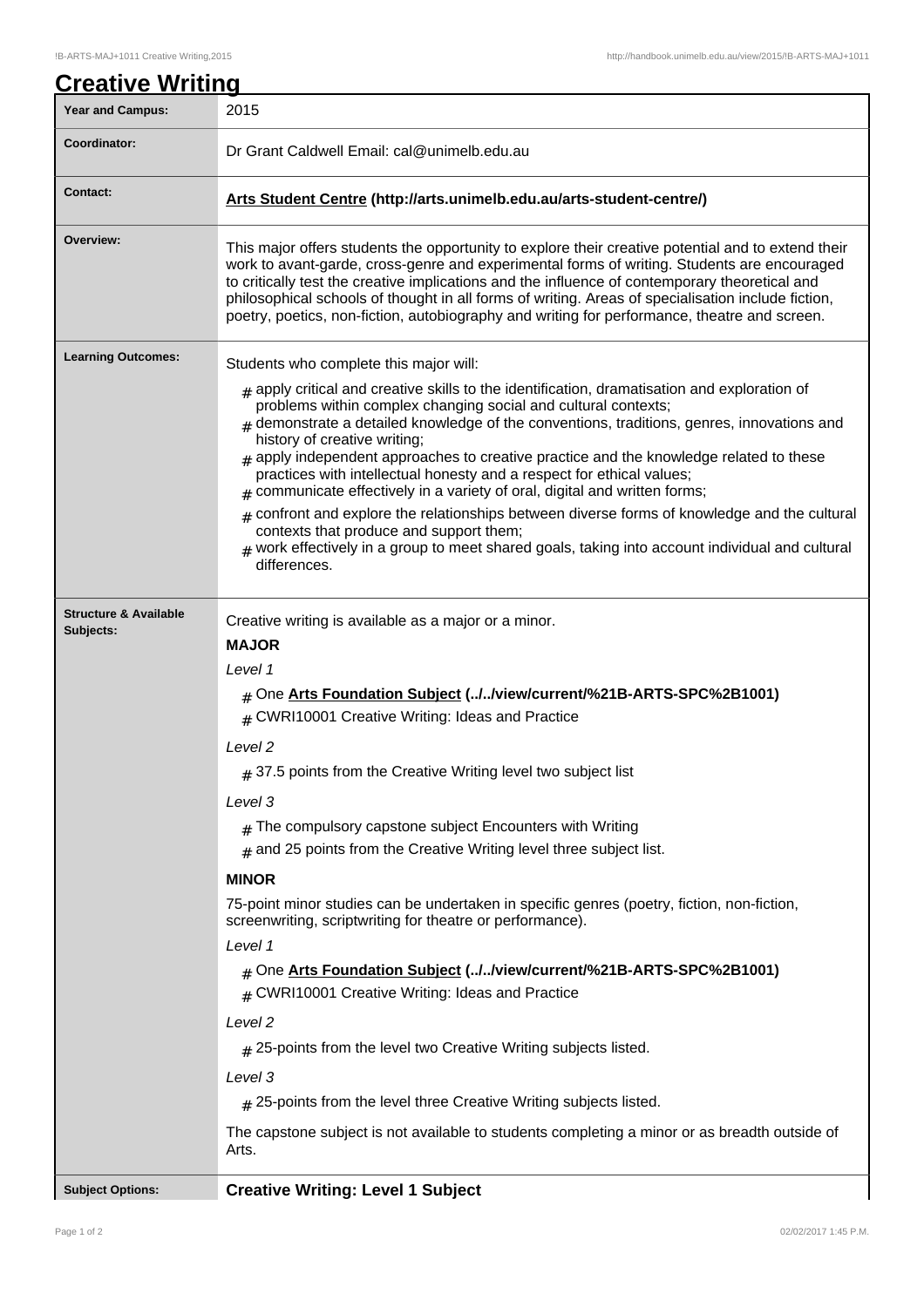# Creative Writing

| | |
|---|---|
| **Year and Campus:** | 2015 |
| **Coordinator:** | Dr Grant Caldwell Email: cal@unimelb.edu.au |
| **Contact:** | **Arts Student Centre (http://arts.unimelb.edu.au/arts-student-centre/)** |
| **Overview:** | This major offers students the opportunity to explore their creative potential and to extend their work to avant-garde, cross-genre and experimental forms of writing. Students are encouraged to critically test the creative implications and the influence of contemporary theoretical and philosophical schools of thought in all forms of writing. Areas of specialisation include fiction, poetry, poetics, non-fiction, autobiography and writing for performance, theatre and screen. |
| **Learning Outcomes:** | Students who complete this major will:<br># apply critical and creative skills to the identification, dramatisation and exploration of problems within complex changing social and cultural contexts;<br># demonstrate a detailed knowledge of the conventions, traditions, genres, innovations and history of creative writing;<br># apply independent approaches to creative practice and the knowledge related to these practices with intellectual honesty and a respect for ethical values;<br># communicate effectively in a variety of oral, digital and written forms;<br># confront and explore the relationships between diverse forms of knowledge and the cultural contexts that produce and support them;<br># work effectively in a group to meet shared goals, taking into account individual and cultural differences. |
| **Structure & Available Subjects:** | Creative writing is available as a major or a minor.<br>**MAJOR**<br>*Level 1*<br># One **Arts Foundation Subject (../../view/current/%21B-ARTS-SPC%2B1001)**<br># CWRI10001 Creative Writing: Ideas and Practice<br>*Level 2*<br># 37.5 points from the Creative Writing level two subject list<br>*Level 3*<br># The compulsory capstone subject Encounters with Writing<br># and 25 points from the Creative Writing level three subject list.<br>**MINOR**<br>75-point minor studies can be undertaken in specific genres (poetry, fiction, non-fiction, screenwriting, scriptwriting for theatre or performance).<br>*Level 1*<br># One **Arts Foundation Subject (../../view/current/%21B-ARTS-SPC%2B1001)**<br># CWRI10001 Creative Writing: Ideas and Practice<br>*Level 2*<br># 25-points from the level two Creative Writing subjects listed.<br>*Level 3*<br># 25-points from the level three Creative Writing subjects listed.<br>The capstone subject is not available to students completing a minor or as breadth outside of Arts. |
| **Subject Options:** | **Creative Writing: Level 1 Subject** |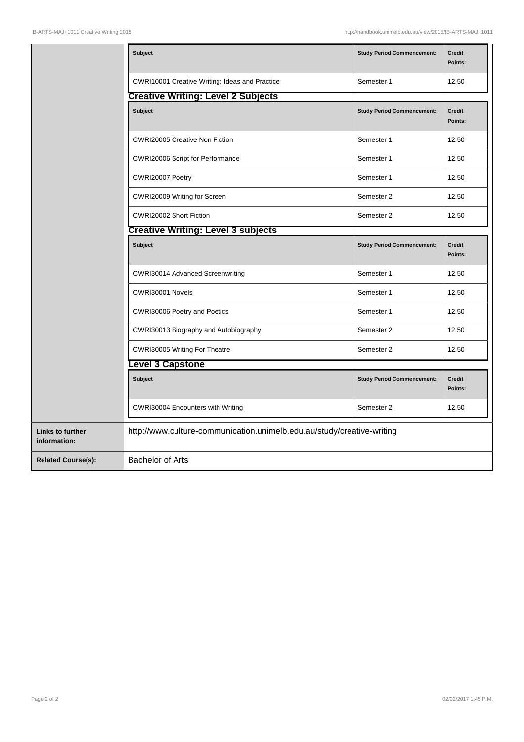| Subject | Study Period Commencement: | Credit Points: |
| --- | --- | --- |
| CWRI10001 Creative Writing: Ideas and Practice | Semester 1 | 12.50 |

### Creative Writing: Level 2 Subjects

| Subject | Study Period Commencement: | Credit Points: |
| --- | --- | --- |
| CWRI20005 Creative Non Fiction | Semester 1 | 12.50 |
| CWRI20006 Script for Performance | Semester 1 | 12.50 |
| CWRI20007 Poetry | Semester 1 | 12.50 |
| CWRI20009 Writing for Screen | Semester 2 | 12.50 |
| CWRI20002 Short Fiction | Semester 2 | 12.50 |

### Creative Writing: Level 3 subjects

| Subject | Study Period Commencement: | Credit Points: |
| --- | --- | --- |
| CWRI30014 Advanced Screenwriting | Semester 1 | 12.50 |
| CWRI30001 Novels | Semester 1 | 12.50 |
| CWRI30006 Poetry and Poetics | Semester 1 | 12.50 |
| CWRI30013 Biography and Autobiography | Semester 2 | 12.50 |
| CWRI30005 Writing For Theatre | Semester 2 | 12.50 |

### Level 3 Capstone

| Subject | Study Period Commencement: | Credit Points: |
| --- | --- | --- |
| CWRI30004 Encounters with Writing | Semester 2 | 12.50 |

| | |
| --- | --- |
| **Links to further information:** | http://www.culture-communication.unimelb.edu.au/study/creative-writing |
| **Related Course(s):** | Bachelor of Arts |